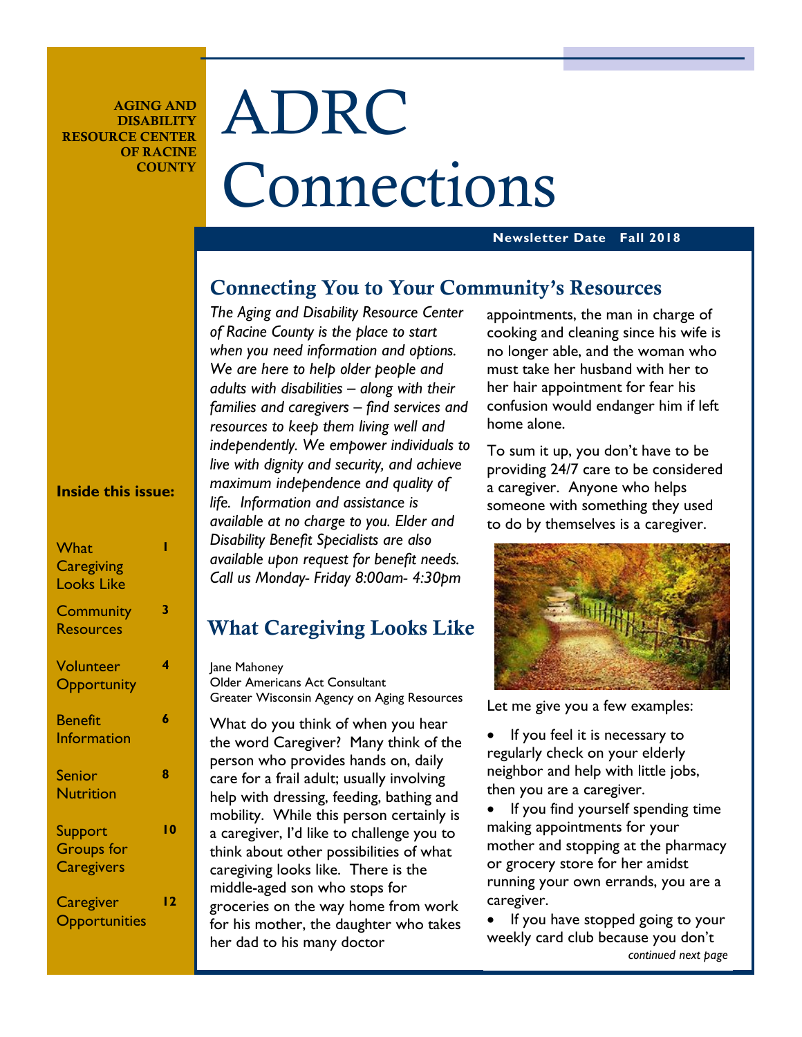AGING AND DISABILITY RESOURCE CENTER OF RACINE COUNTY

# ADRC Connections

**Newsletter Date Fall 2018**

**Inside this issue:**

| | |
|---|---|
| What Caregiving Looks Like | 1 |
| Community Resources | 3 |
| Volunteer Opportunity | 4 |
| Benefit Information | 6 |
| Senior Nutrition | 8 |
| Support Groups for Caregivers | 10 |
| Caregiver Opportunities | 12 |

## Connecting You to Your Community's Resources

*The Aging and Disability Resource Center of Racine County is the place to start when you need information and options. We are here to help older people and adults with disabilities – along with their families and caregivers – find services and resources to keep them living well and independently. We empower individuals to live with dignity and security, and achieve maximum independence and quality of life. Information and assistance is available at no charge to you. Elder and Disability Benefit Specialists are also available upon request for benefit needs. Call us Monday- Friday 8:00am- 4:30pm*

## What Caregiving Looks Like

Jane Mahoney
Older Americans Act Consultant
Greater Wisconsin Agency on Aging Resources

What do you think of when you hear the word Caregiver? Many think of the person who provides hands on, daily care for a frail adult; usually involving help with dressing, feeding, bathing and mobility. While this person certainly is a caregiver, I'd like to challenge you to think about other possibilities of what caregiving looks like. There is the middle-aged son who stops for groceries on the way home from work for his mother, the daughter who takes her dad to his many doctor appointments, the man in charge of cooking and cleaning since his wife is no longer able, and the woman who must take her husband with her to her hair appointment for fear his confusion would endanger him if left home alone.

To sum it up, you don't have to be providing 24/7 care to be considered a caregiver. Anyone who helps someone with something they used to do by themselves is a caregiver.

Let me give you a few examples:

- If you feel it is necessary to regularly check on your elderly neighbor and help with little jobs, then you are a caregiver.
- If you find yourself spending time making appointments for your mother and stopping at the pharmacy or grocery store for her amidst running your own errands, you are a caregiver.
- If you have stopped going to your weekly card club because you don't

*continued next page*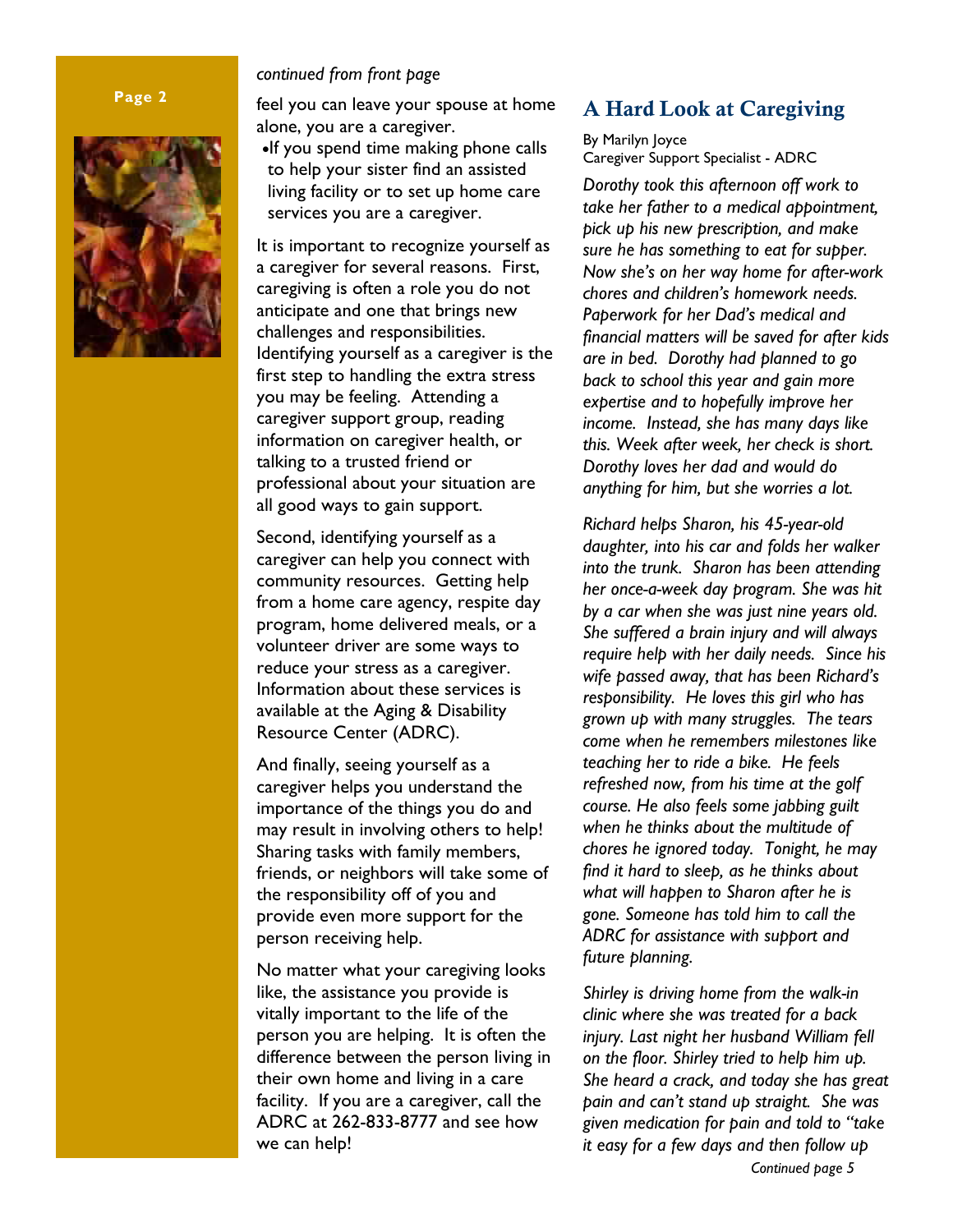*continued from front page*

feel you can leave your spouse at home alone, you are a caregiver.

- If you spend time making phone calls to help your sister find an assisted living facility or to set up home care services you are a caregiver.

It is important to recognize yourself as a caregiver for several reasons. First, caregiving is often a role you do not anticipate and one that brings new challenges and responsibilities. Identifying yourself as a caregiver is the first step to handling the extra stress you may be feeling. Attending a caregiver support group, reading information on caregiver health, or talking to a trusted friend or professional about your situation are all good ways to gain support.

Second, identifying yourself as a caregiver can help you connect with community resources. Getting help from a home care agency, respite day program, home delivered meals, or a volunteer driver are some ways to reduce your stress as a caregiver. Information about these services is available at the Aging & Disability Resource Center (ADRC).

And finally, seeing yourself as a caregiver helps you understand the importance of the things you do and may result in involving others to help! Sharing tasks with family members, friends, or neighbors will take some of the responsibility off of you and provide even more support for the person receiving help.

No matter what your caregiving looks like, the assistance you provide is vitally important to the life of the person you are helping. It is often the difference between the person living in their own home and living in a care facility. If you are a caregiver, call the ADRC at 262-833-8777 and see how we can help!

## A Hard Look at Caregiving

By Marilyn Joyce
Caregiver Support Specialist - ADRC

*Dorothy took this afternoon off work to take her father to a medical appointment, pick up his new prescription, and make sure he has something to eat for supper. Now she's on her way home for after-work chores and children's homework needs. Paperwork for her Dad's medical and financial matters will be saved for after kids are in bed. Dorothy had planned to go back to school this year and gain more expertise and to hopefully improve her income. Instead, she has many days like this. Week after week, her check is short. Dorothy loves her dad and would do anything for him, but she worries a lot.*

*Richard helps Sharon, his 45-year-old daughter, into his car and folds her walker into the trunk. Sharon has been attending her once-a-week day program. She was hit by a car when she was just nine years old. She suffered a brain injury and will always require help with her daily needs. Since his wife passed away, that has been Richard's responsibility. He loves this girl who has grown up with many struggles. The tears come when he remembers milestones like teaching her to ride a bike. He feels refreshed now, from his time at the golf course. He also feels some jabbing guilt when he thinks about the multitude of chores he ignored today. Tonight, he may find it hard to sleep, as he thinks about what will happen to Sharon after he is gone. Someone has told him to call the ADRC for assistance with support and future planning.*

*Shirley is driving home from the walk-in clinic where she was treated for a back injury. Last night her husband William fell on the floor. Shirley tried to help him up. She heard a crack, and today she has great pain and can't stand up straight. She was given medication for pain and told to "take it easy for a few days and then follow up*

*Continued page 5*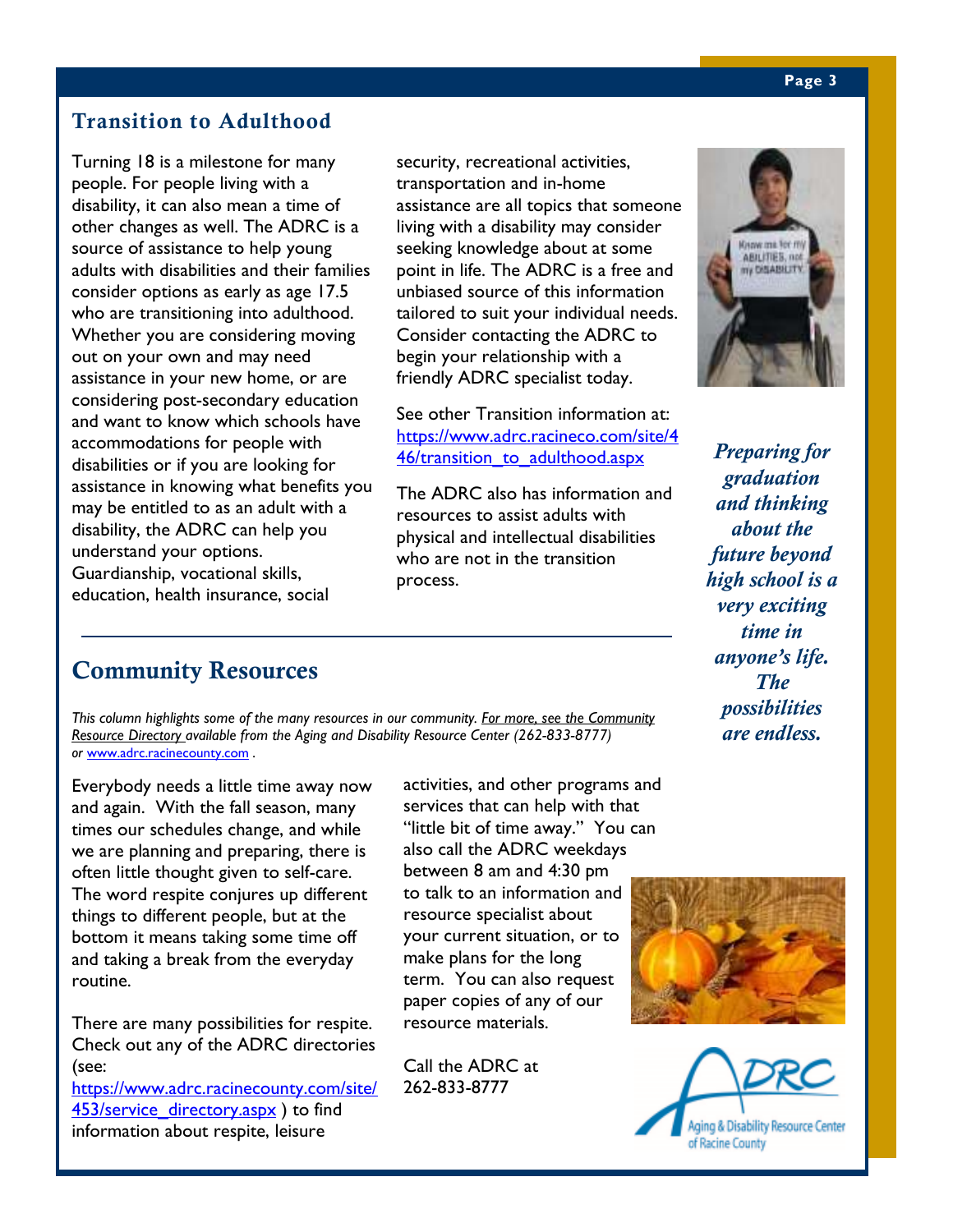## Transition to Adulthood

Turning 18 is a milestone for many people. For people living with a disability, it can also mean a time of other changes as well. The ADRC is a source of assistance to help young adults with disabilities and their families consider options as early as age 17.5 who are transitioning into adulthood. Whether you are considering moving out on your own and may need assistance in your new home, or are considering post-secondary education and want to know which schools have accommodations for people with disabilities or if you are looking for assistance in knowing what benefits you may be entitled to as an adult with a disability, the ADRC can help you understand your options. Guardianship, vocational skills, education, health insurance, social security, recreational activities, transportation and in-home assistance are all topics that someone living with a disability may consider seeking knowledge about at some point in life. The ADRC is a free and unbiased source of this information tailored to suit your individual needs. Consider contacting the ADRC to begin your relationship with a friendly ADRC specialist today.

See other Transition information at: https://www.adrc.racineco.com/site/446/transition_to_adulthood.aspx

The ADRC also has information and resources to assist adults with physical and intellectual disabilities who are not in the transition process.

***Preparing for graduation and thinking about the future beyond high school is a very exciting time in anyone's life. The possibilities are endless.***

## Community Resources

*This column highlights some of the many resources in our community. For more, see the Community Resource Directory available from the Aging and Disability Resource Center (262-833-8777) or www.adrc.racinecounty.com .*

Everybody needs a little time away now and again. With the fall season, many times our schedules change, and while we are planning and preparing, there is often little thought given to self-care. The word respite conjures up different things to different people, but at the bottom it means taking some time off and taking a break from the everyday routine.

There are many possibilities for respite. Check out any of the ADRC directories (see: https://www.adrc.racinecounty.com/site/453/service_directory.aspx ) to find information about respite, leisure activities, and other programs and services that can help with that "little bit of time away." You can also call the ADRC weekdays between 8 am and 4:30 pm to talk to an information and resource specialist about your current situation, or to make plans for the long term. You can also request paper copies of any of our resource materials.

Call the ADRC at 262-833-8777

Aging & Disability Resource Center of Racine County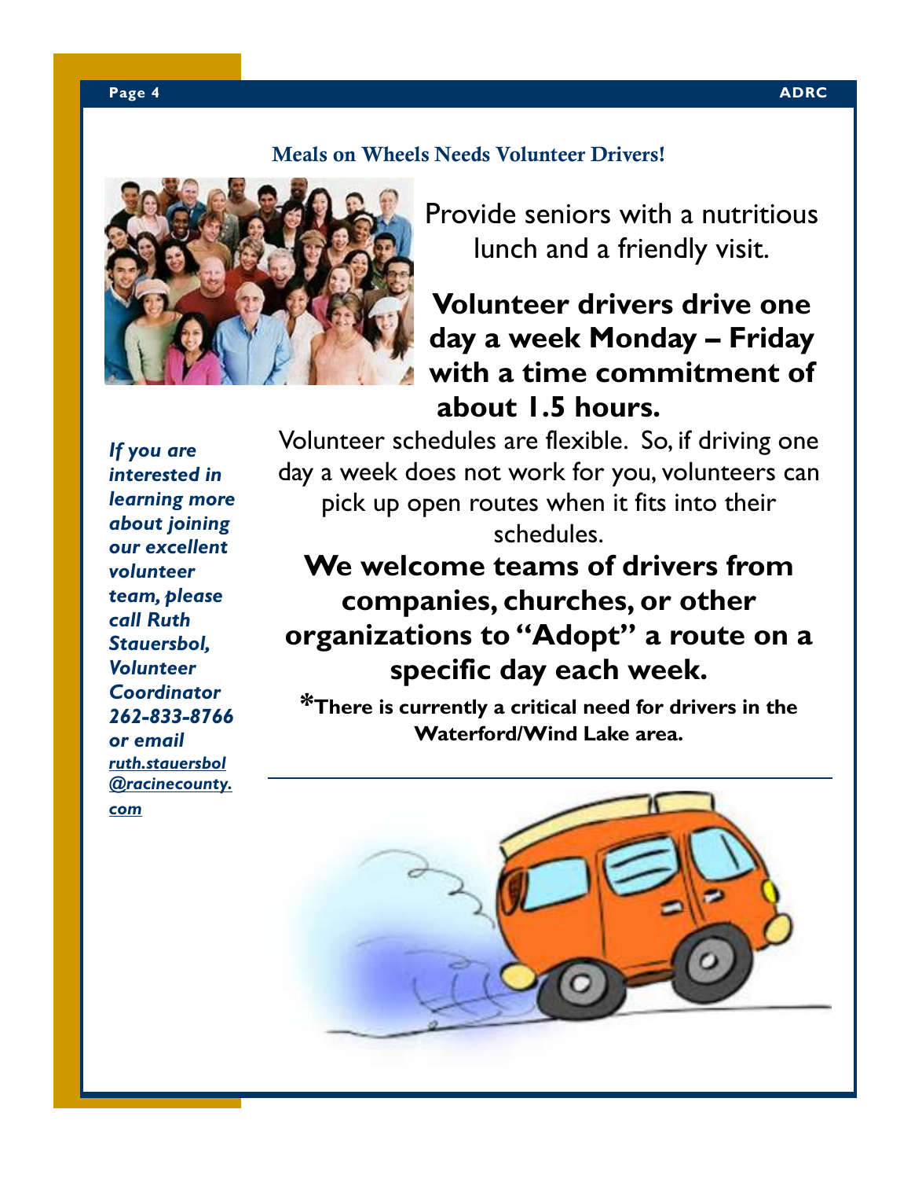## Meals on Wheels Needs Volunteer Drivers!

Provide seniors with a nutritious lunch and a friendly visit.

**Volunteer drivers drive one day a week Monday – Friday with a time commitment of about 1.5 hours.**

Volunteer schedules are flexible. So, if driving one day a week does not work for you, volunteers can pick up open routes when it fits into their schedules.

**We welcome teams of drivers from companies, churches, or other organizations to "Adopt" a route on a specific day each week.**

***There is currently a critical need for drivers in the Waterford/Wind Lake area.**

***If you are interested in learning more about joining our excellent volunteer team, please call Ruth Stauersbol, Volunteer Coordinator 262-833-8766 or email [ruth.stauersbol@racinecounty.com](mailto:ruth.stauersbol@racinecounty.com)***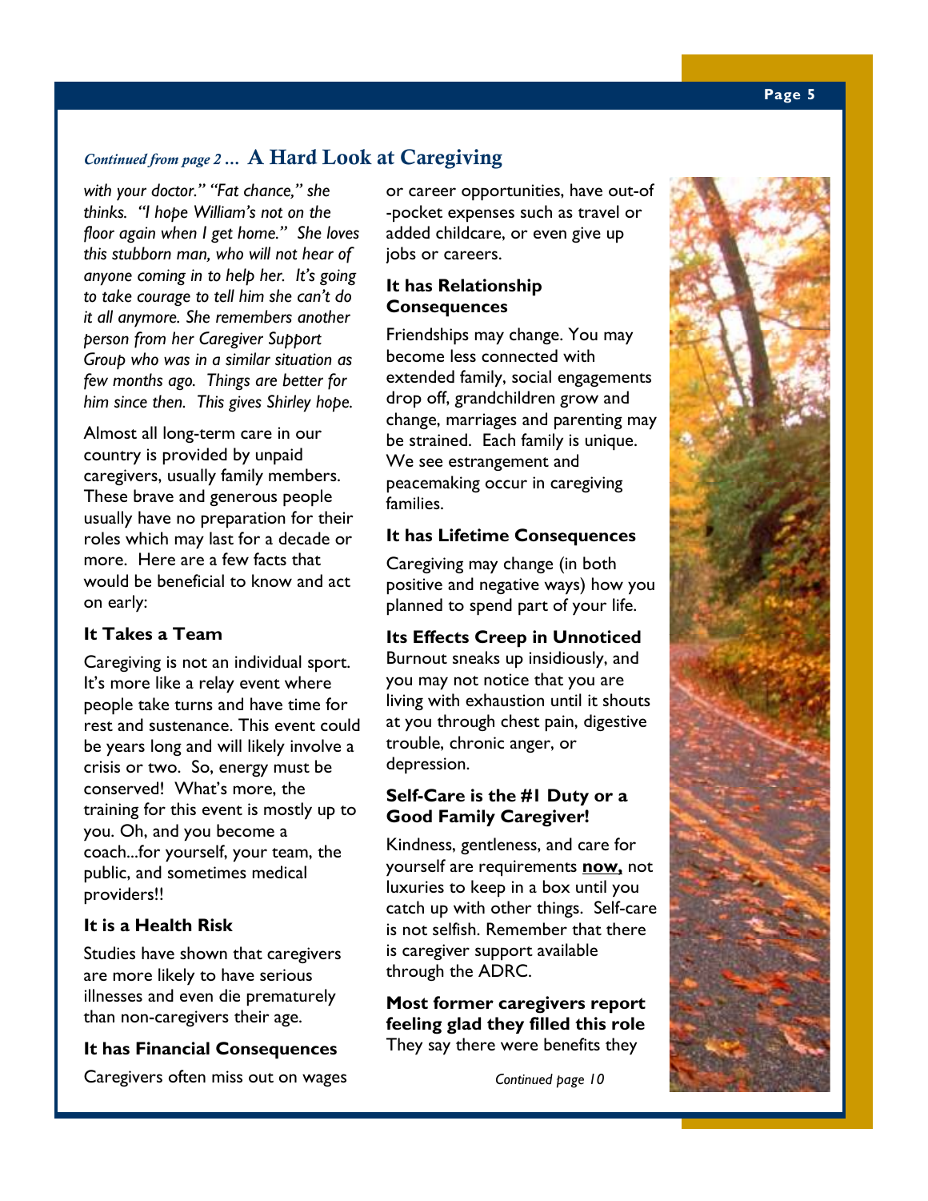## *Continued from page 2 …* A Hard Look at Caregiving

*with your doctor." "Fat chance," she thinks. "I hope William's not on the floor again when I get home." She loves this stubborn man, who will not hear of anyone coming in to help her. It's going to take courage to tell him she can't do it all anymore. She remembers another person from her Caregiver Support Group who was in a similar situation as few months ago. Things are better for him since then. This gives Shirley hope.*

Almost all long-term care in our country is provided by unpaid caregivers, usually family members. These brave and generous people usually have no preparation for their roles which may last for a decade or more. Here are a few facts that would be beneficial to know and act on early:

### It Takes a Team

Caregiving is not an individual sport. It's more like a relay event where people take turns and have time for rest and sustenance. This event could be years long and will likely involve a crisis or two. So, energy must be conserved! What's more, the training for this event is mostly up to you. Oh, and you become a coach...for yourself, your team, the public, and sometimes medical providers!!

### It is a Health Risk

Studies have shown that caregivers are more likely to have serious illnesses and even die prematurely than non-caregivers their age.

### It has Financial Consequences

Caregivers often miss out on wages or career opportunities, have out-of-pocket expenses such as travel or added childcare, or even give up jobs or careers.

### It has Relationship Consequences

Friendships may change. You may become less connected with extended family, social engagements drop off, grandchildren grow and change, marriages and parenting may be strained. Each family is unique. We see estrangement and peacemaking occur in caregiving families.

### It has Lifetime Consequences

Caregiving may change (in both positive and negative ways) how you planned to spend part of your life.

### Its Effects Creep in Unnoticed

Burnout sneaks up insidiously, and you may not notice that you are living with exhaustion until it shouts at you through chest pain, digestive trouble, chronic anger, or depression.

### Self-Care is the #1 Duty or a Good Family Caregiver!

Kindness, gentleness, and care for yourself are requirements **now,** not luxuries to keep in a box until you catch up with other things. Self-care is not selfish. Remember that there is caregiver support available through the ADRC.

**Most former caregivers report feeling glad they filled this role**
They say there were benefits they

*Continued page 10*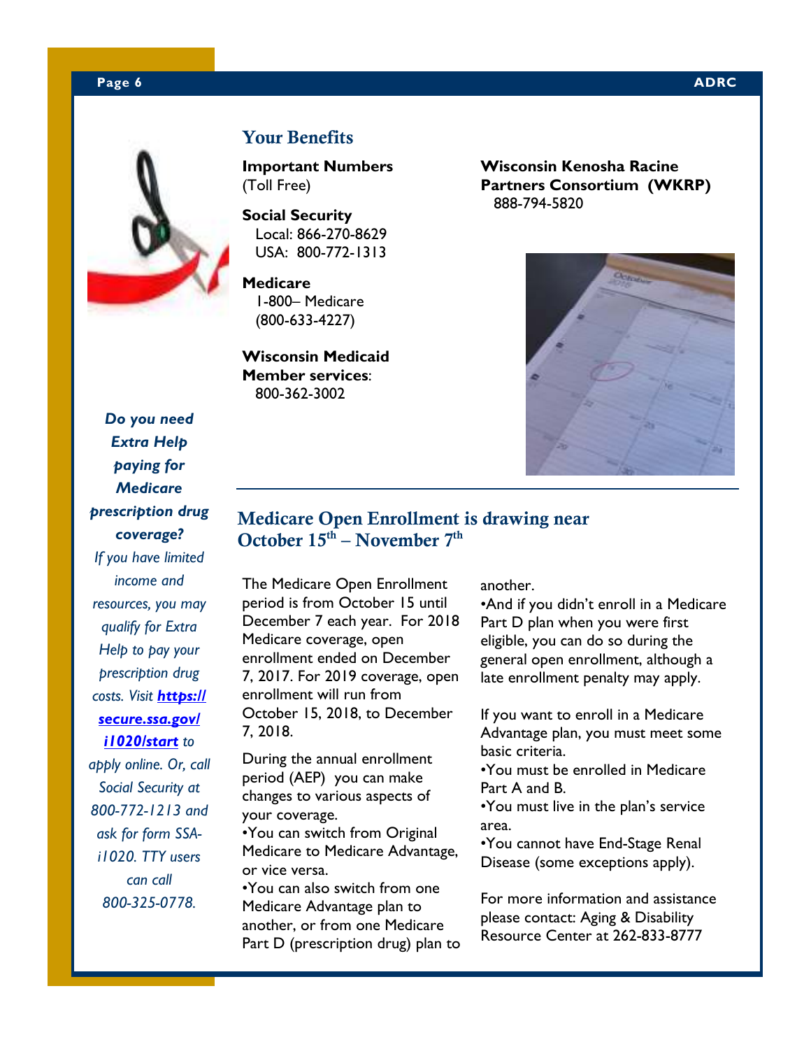## Your Benefits

**Important Numbers**
(Toll Free)

**Social Security**
Local: 866-270-8629
USA: 800-772-1313

**Medicare**
1-800– Medicare
(800-633-4227)

**Wisconsin Medicaid Member services**:
800-362-3002

**Wisconsin Kenosha Racine Partners Consortium (WKRP)**
888-794-5820

***Do you need Extra Help paying for Medicare prescription drug coverage?***

*If you have limited income and resources, you may qualify for Extra Help to pay your prescription drug costs. Visit* ***https://secure.ssa.gov/i1020/start*** *to apply online. Or, call Social Security at 800-772-1213 and ask for form SSA-i1020. TTY users can call 800-325-0778.*

## Medicare Open Enrollment is drawing near October 15th – November 7th

The Medicare Open Enrollment period is from October 15 until December 7 each year. For 2018 Medicare coverage, open enrollment ended on December 7, 2017. For 2019 coverage, open enrollment will run from October 15, 2018, to December 7, 2018.

During the annual enrollment period (AEP) you can make changes to various aspects of your coverage.

- You can switch from Original Medicare to Medicare Advantage, or vice versa.
- You can also switch from one Medicare Advantage plan to another, or from one Medicare Part D (prescription drug) plan to another.
- And if you didn't enroll in a Medicare Part D plan when you were first eligible, you can do so during the general open enrollment, although a late enrollment penalty may apply.

If you want to enroll in a Medicare Advantage plan, you must meet some basic criteria.

- You must be enrolled in Medicare Part A and B.
- You must live in the plan's service area.
- You cannot have End-Stage Renal Disease (some exceptions apply).

For more information and assistance please contact: Aging & Disability Resource Center at 262-833-8777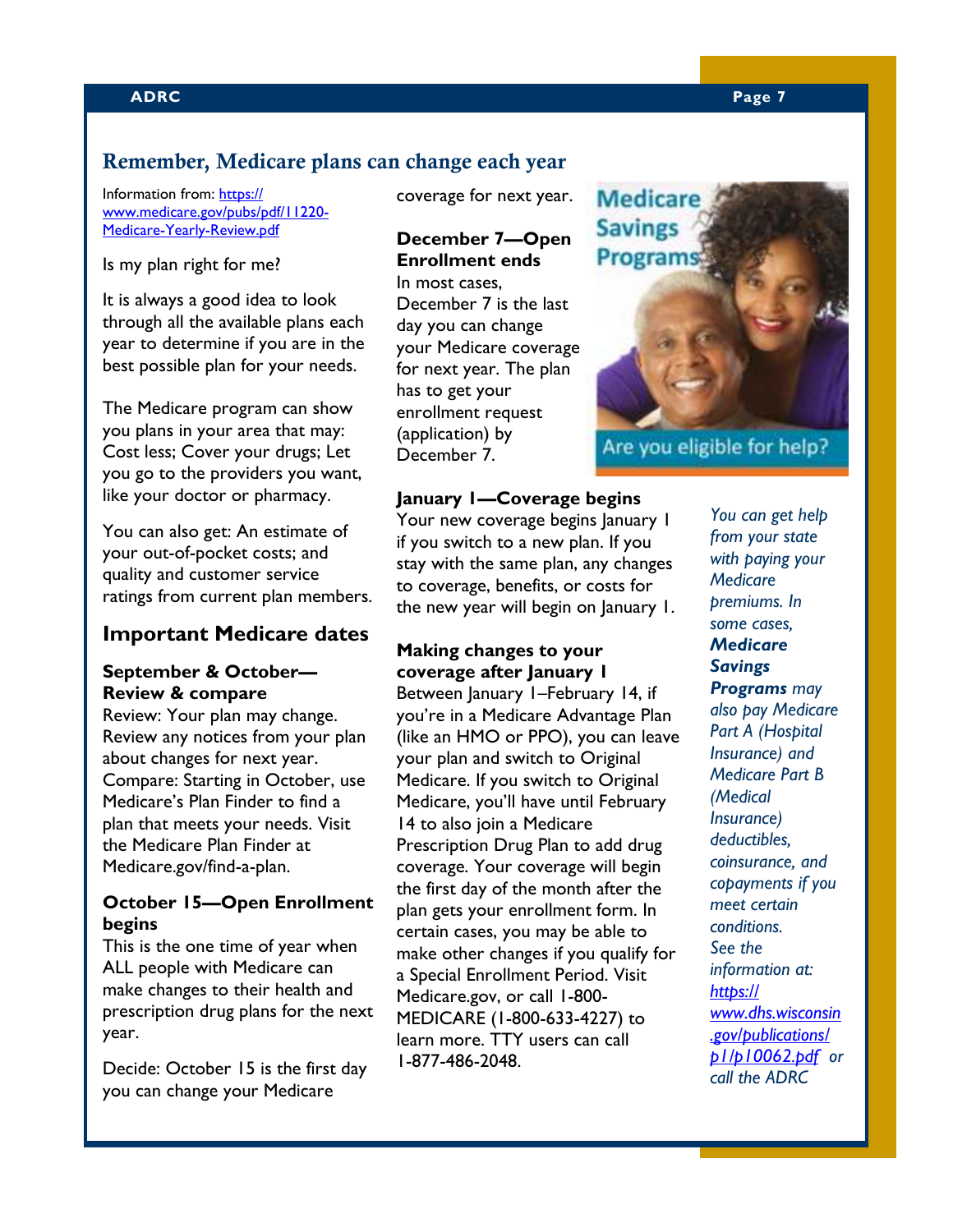## Remember, Medicare plans can change each year

Information from: https://www.medicare.gov/pubs/pdf/11220-Medicare-Yearly-Review.pdf

Is my plan right for me?

It is always a good idea to look through all the available plans each year to determine if you are in the best possible plan for your needs.

The Medicare program can show you plans in your area that may: Cost less; Cover your drugs; Let you go to the providers you want, like your doctor or pharmacy.

You can also get: An estimate of your out-of-pocket costs; and quality and customer service ratings from current plan members.

### Important Medicare dates

**September & October—Review & compare**
Review: Your plan may change. Review any notices from your plan about changes for next year.
Compare: Starting in October, use Medicare's Plan Finder to find a plan that meets your needs. Visit the Medicare Plan Finder at Medicare.gov/find-a-plan.

**October 15—Open Enrollment begins**
This is the one time of year when ALL people with Medicare can make changes to their health and prescription drug plans for the next year.

Decide: October 15 is the first day you can change your Medicare coverage for next year.

**December 7—Open Enrollment ends**
In most cases, December 7 is the last day you can change your Medicare coverage for next year. The plan has to get your enrollment request (application) by December 7.

**January 1—Coverage begins**
Your new coverage begins January 1 if you switch to a new plan. If you stay with the same plan, any changes to coverage, benefits, or costs for the new year will begin on January 1.

**Making changes to your coverage after January 1**
Between January 1–February 14, if you're in a Medicare Advantage Plan (like an HMO or PPO), you can leave your plan and switch to Original Medicare. If you switch to Original Medicare, you'll have until February 14 to also join a Medicare Prescription Drug Plan to add drug coverage. Your coverage will begin the first day of the month after the plan gets your enrollment form. In certain cases, you may be able to make other changes if you qualify for a Special Enrollment Period. Visit Medicare.gov, or call 1-800-MEDICARE (1-800-633-4227) to learn more. TTY users can call 1-877-486-2048.

Medicare Savings Programs

Are you eligible for help?

*You can get help from your state with paying your Medicare premiums. In some cases,* ***Medicare Savings Programs*** *may also pay Medicare Part A (Hospital Insurance) and Medicare Part B (Medical Insurance) deductibles, coinsurance, and copayments if you meet certain conditions. See the information at: https://www.dhs.wisconsin.gov/publications/p1/p10062.pdf or call the ADRC*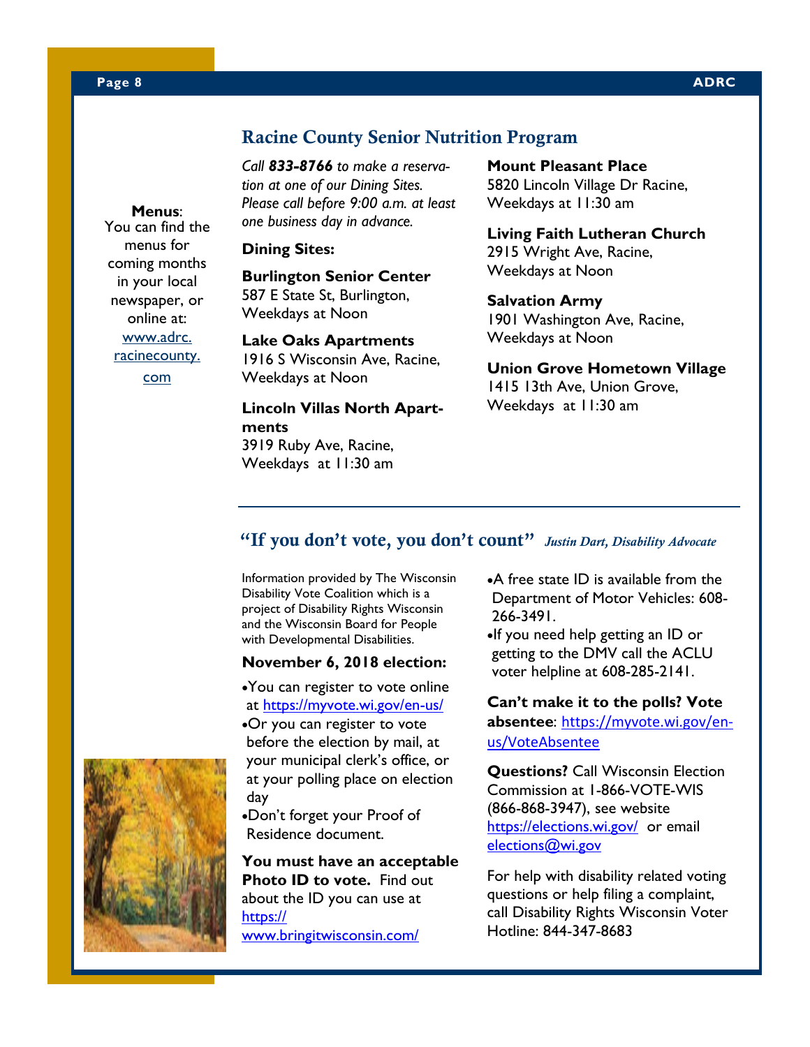**Menus**: You can find the menus for coming months in your local newspaper, or online at: www.adrc.racinecounty.com

## Racine County Senior Nutrition Program

*Call **833-8766** to make a reservation at one of our Dining Sites. Please call before 9:00 a.m. at least one business day in advance.*

**Dining Sites:**

**Burlington Senior Center**
587 E State St, Burlington,
Weekdays at Noon

**Lake Oaks Apartments**
1916 S Wisconsin Ave, Racine,
Weekdays at Noon

**Lincoln Villas North Apartments**
3919 Ruby Ave, Racine,
Weekdays at 11:30 am

**Mount Pleasant Place**
5820 Lincoln Village Dr Racine,
Weekdays at 11:30 am

**Living Faith Lutheran Church**
2915 Wright Ave, Racine,
Weekdays at Noon

**Salvation Army**
1901 Washington Ave, Racine,
Weekdays at Noon

**Union Grove Hometown Village**
1415 13th Ave, Union Grove,
Weekdays at 11:30 am

## "If you don't vote, you don't count" *Justin Dart, Disability Advocate*

Information provided by The Wisconsin Disability Vote Coalition which is a project of Disability Rights Wisconsin and the Wisconsin Board for People with Developmental Disabilities.

**November 6, 2018 election:**

- You can register to vote online at https://myvote.wi.gov/en-us/
- Or you can register to vote before the election by mail, at your municipal clerk's office, or at your polling place on election day
- Don't forget your Proof of Residence document.

**You must have an acceptable Photo ID to vote.** Find out about the ID you can use at https://www.bringitwisconsin.com/

- A free state ID is available from the Department of Motor Vehicles: 608-266-3491.
- If you need help getting an ID or getting to the DMV call the ACLU voter helpline at 608-285-2141.

**Can't make it to the polls? Vote absentee**: https://myvote.wi.gov/en-us/VoteAbsentee

**Questions?** Call Wisconsin Election Commission at 1-866-VOTE-WIS (866-868-3947), see website https://elections.wi.gov/ or email elections@wi.gov

For help with disability related voting questions or help filing a complaint, call Disability Rights Wisconsin Voter Hotline: 844-347-8683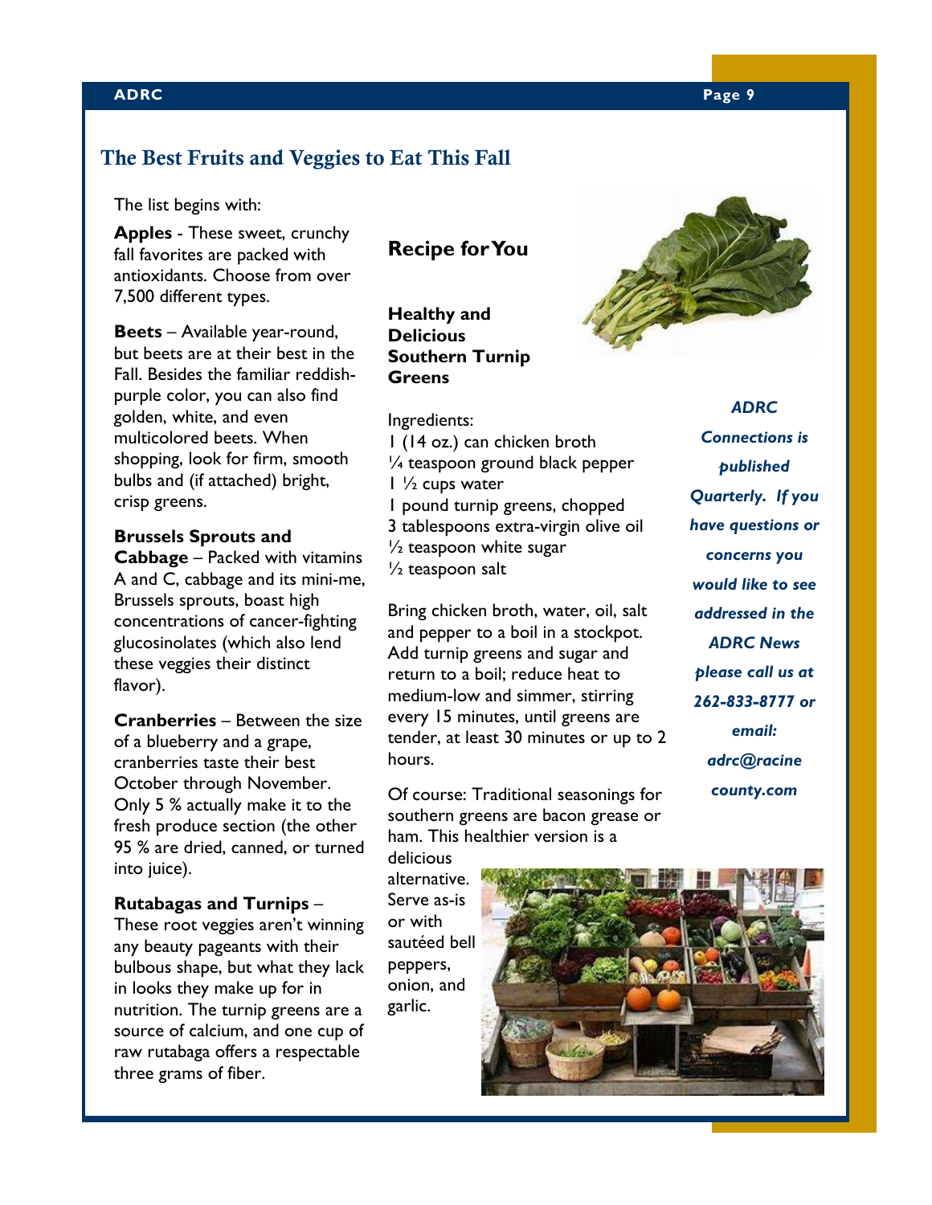## The Best Fruits and Veggies to Eat This Fall

The list begins with:

**Apples** - These sweet, crunchy fall favorites are packed with antioxidants. Choose from over 7,500 different types.

**Beets** – Available year-round, but beets are at their best in the Fall. Besides the familiar reddish-purple color, you can also find golden, white, and even multicolored beets. When shopping, look for firm, smooth bulbs and (if attached) bright, crisp greens.

**Brussels Sprouts and Cabbage** – Packed with vitamins A and C, cabbage and its mini-me, Brussels sprouts, boast high concentrations of cancer-fighting glucosinolates (which also lend these veggies their distinct flavor).

**Cranberries** – Between the size of a blueberry and a grape, cranberries taste their best October through November. Only 5 % actually make it to the fresh produce section (the other 95 % are dried, canned, or turned into juice).

**Rutabagas and Turnips** – These root veggies aren't winning any beauty pageants with their bulbous shape, but what they lack in looks they make up for in nutrition. The turnip greens are a source of calcium, and one cup of raw rutabaga offers a respectable three grams of fiber.

### Recipe for You

**Healthy and Delicious Southern Turnip Greens**

Ingredients:

1 (14 oz.) can chicken broth
¼ teaspoon ground black pepper
1 ½ cups water
1 pound turnip greens, chopped
3 tablespoons extra-virgin olive oil
½ teaspoon white sugar
½ teaspoon salt

Bring chicken broth, water, oil, salt and pepper to a boil in a stockpot. Add turnip greens and sugar and return to a boil; reduce heat to medium-low and simmer, stirring every 15 minutes, until greens are tender, at least 30 minutes or up to 2 hours.

Of course: Traditional seasonings for southern greens are bacon grease or ham. This healthier version is a delicious alternative. Serve as-is or with sautéed bell peppers, onion, and garlic.

***ADRC Connections is published Quarterly. If you have questions or concerns you would like to see addressed in the ADRC News please call us at 262-833-8777 or email: adrc@racinecounty.com***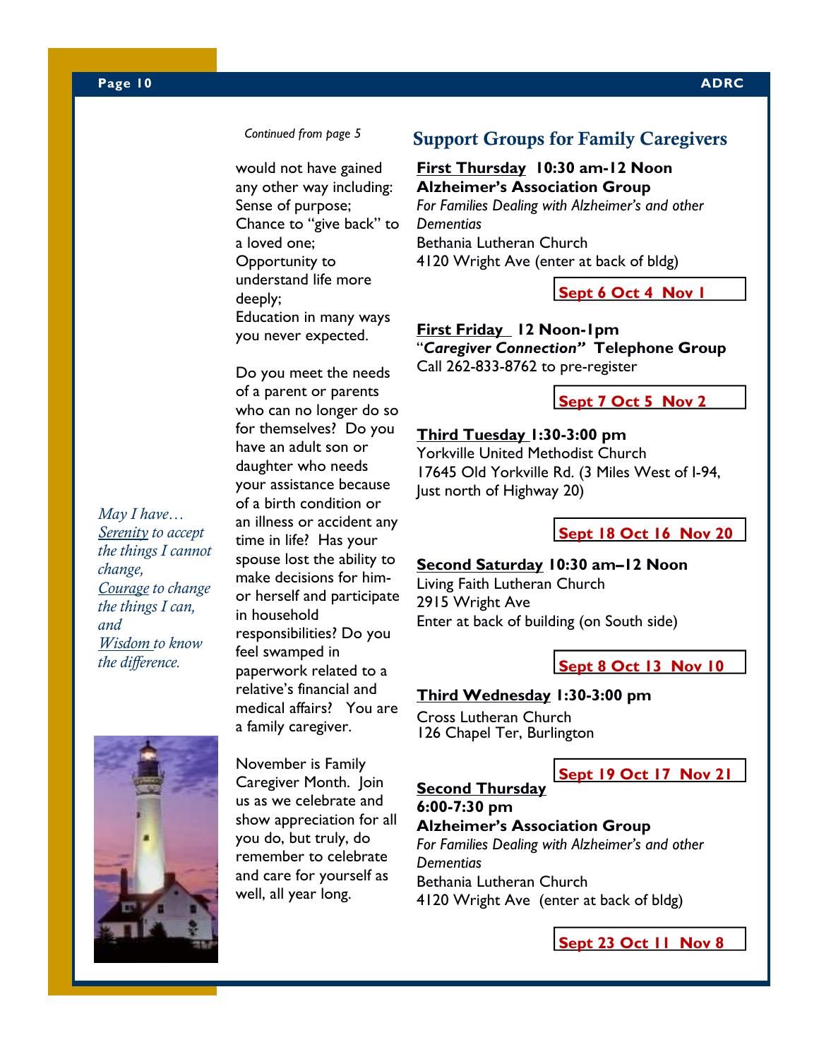*Continued from page 5*

would not have gained any other way including:
Sense of purpose;
Chance to "give back" to a loved one;
Opportunity to understand life more deeply;
Education in many ways you never expected.

Do you meet the needs of a parent or parents who can no longer do so for themselves? Do you have an adult son or daughter who needs your assistance because of a birth condition or an illness or accident any time in life? Has your spouse lost the ability to make decisions for him- or herself and participate in household responsibilities? Do you feel swamped in paperwork related to a relative's financial and medical affairs? You are a family caregiver.

November is Family Caregiver Month. Join us as we celebrate and show appreciation for all you do, but truly, do remember to celebrate and care for yourself as well, all year long.

*May I have…*
*Serenity to accept the things I cannot change,*
*Courage to change the things I can, and*
*Wisdom to know the difference.*

## Support Groups for Family Caregivers

**First Thursday 10:30 am-12 Noon**
**Alzheimer's Association Group**
*For Families Dealing with Alzheimer's and other Dementias*
Bethania Lutheran Church
4120 Wright Ave (enter at back of bldg)

**Sept 6 Oct 4 Nov 1**

**First Friday 12 Noon-1pm**
"***Caregiver Connection"*** **Telephone Group**
Call 262-833-8762 to pre-register

**Sept 7 Oct 5 Nov 2**

**Third Tuesday 1:30-3:00 pm**
Yorkville United Methodist Church
17645 Old Yorkville Rd. (3 Miles West of I-94, Just north of Highway 20)

**Sept 18 Oct 16 Nov 20**

**Second Saturday 10:30 am–12 Noon**
Living Faith Lutheran Church
2915 Wright Ave
Enter at back of building (on South side)

**Sept 8 Oct 13 Nov 10**

**Third Wednesday 1:30-3:00 pm**
Cross Lutheran Church
126 Chapel Ter, Burlington

**Sept 19 Oct 17 Nov 21**

**Second Thursday**
**6:00-7:30 pm**
**Alzheimer's Association Group**
*For Families Dealing with Alzheimer's and other Dementias*
Bethania Lutheran Church
4120 Wright Ave (enter at back of bldg)

**Sept 23 Oct 11 Nov 8**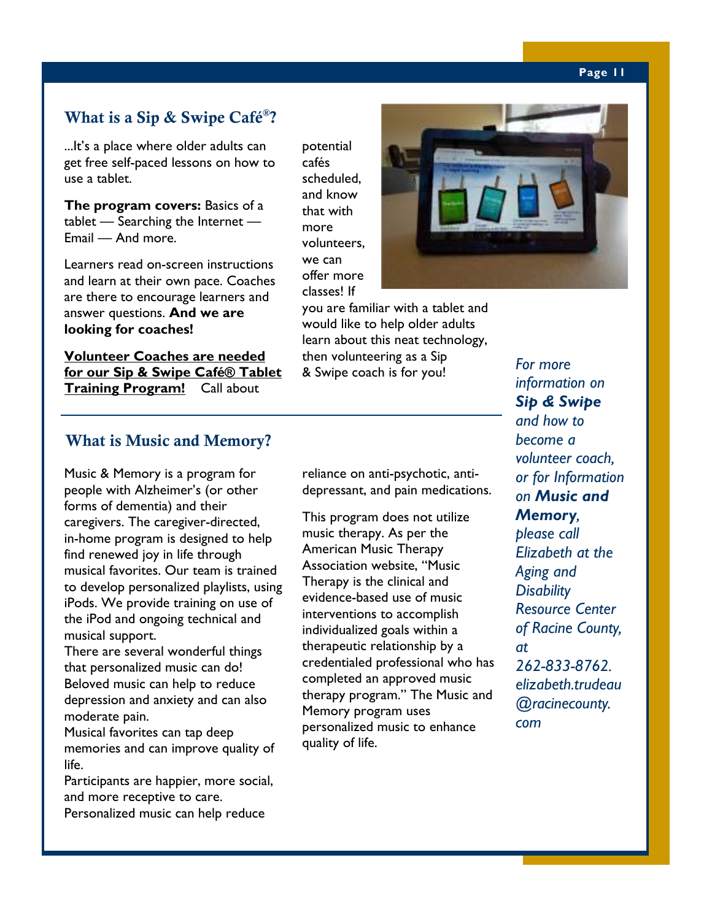## What is a Sip & Swipe Café®?

...It's a place where older adults can get free self-paced lessons on how to use a tablet.

**The program covers:** Basics of a tablet — Searching the Internet — Email — And more.

Learners read on-screen instructions and learn at their own pace. Coaches are there to encourage learners and answer questions. **And we are looking for coaches!**

**Volunteer Coaches are needed for our Sip & Swipe Café® Tablet Training Program!** Call about potential cafés scheduled, and know that with more volunteers, we can offer more classes! If you are familiar with a tablet and would like to help older adults learn about this neat technology, then volunteering as a Sip & Swipe coach is for you!

## What is Music and Memory?

Music & Memory is a program for people with Alzheimer's (or other forms of dementia) and their caregivers. The caregiver-directed, in-home program is designed to help find renewed joy in life through musical favorites. Our team is trained to develop personalized playlists, using iPods. We provide training on use of the iPod and ongoing technical and musical support.

There are several wonderful things that personalized music can do!

Beloved music can help to reduce depression and anxiety and can also moderate pain.

Musical favorites can tap deep memories and can improve quality of life.

Participants are happier, more social, and more receptive to care.

Personalized music can help reduce reliance on anti-psychotic, anti-depressant, and pain medications.

This program does not utilize music therapy. As per the American Music Therapy Association website, "Music Therapy is the clinical and evidence-based use of music interventions to accomplish individualized goals within a therapeutic relationship by a credentialed professional who has completed an approved music therapy program." The Music and Memory program uses personalized music to enhance quality of life.

*For more information on **Sip & Swipe** and how to become a volunteer coach, or for Information on **Music and Memory**, please call Elizabeth at the Aging and Disability Resource Center of Racine County, at 262-833-8762. elizabeth.trudeau@racinecounty.com*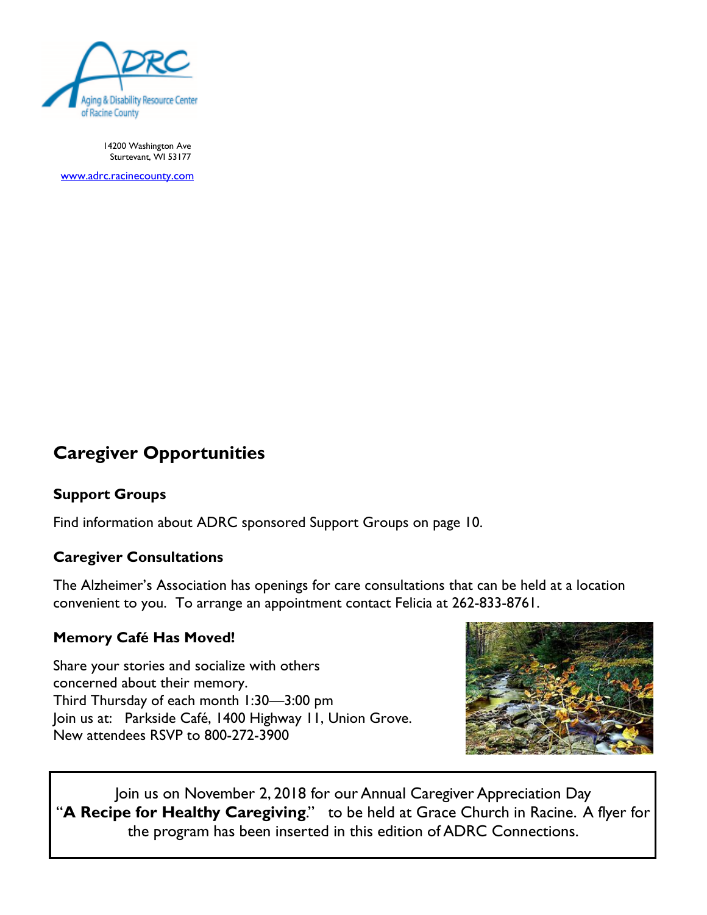ADRC
Aging & Disability Resource Center of Racine County

14200 Washington Ave
Sturtevant, WI 53177

www.adrc.racinecounty.com

## Caregiver Opportunities

### Support Groups

Find information about ADRC sponsored Support Groups on page 10.

### Caregiver Consultations

The Alzheimer's Association has openings for care consultations that can be held at a location convenient to you. To arrange an appointment contact Felicia at 262-833-8761.

### Memory Café Has Moved!

Share your stories and socialize with others concerned about their memory.
Third Thursday of each month 1:30—3:00 pm
Join us at: Parkside Café, 1400 Highway 11, Union Grove.
New attendees RSVP to 800-272-3900

Join us on November 2, 2018 for our Annual Caregiver Appreciation Day "**A Recipe for Healthy Caregiving**." to be held at Grace Church in Racine. A flyer for the program has been inserted in this edition of ADRC Connections.